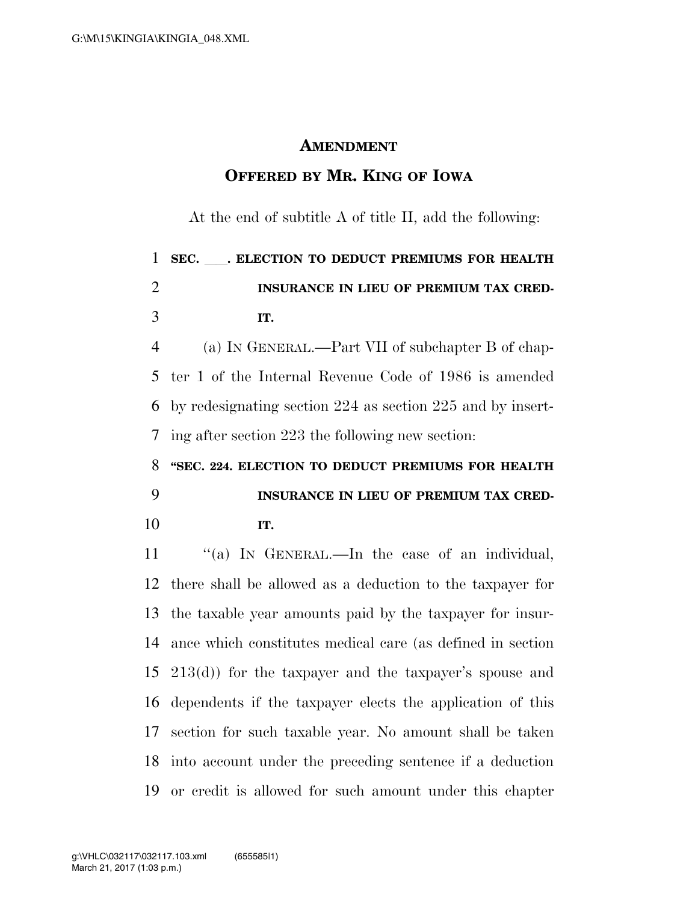# AMENDMENT

## OFFERED BY MR. KING OF IOWA

At the end of subtitle A of title II, add the following:

**SEC. \_\_\_. ELECTION TO DEDUCT PREMIUMS FOR HEALTH INSURANCE IN LIEU OF PREMIUM TAX CREDIT.**

(a) IN GENERAL.—Part VII of subchapter B of chapter 1 of the Internal Revenue Code of 1986 is amended by redesignating section 224 as section 225 and by inserting after section 223 the following new section:

**"SEC. 224. ELECTION TO DEDUCT PREMIUMS FOR HEALTH INSURANCE IN LIEU OF PREMIUM TAX CREDIT.**

"(a) IN GENERAL.—In the case of an individual, there shall be allowed as a deduction to the taxpayer for the taxable year amounts paid by the taxpayer for insurance which constitutes medical care (as defined in section 213(d)) for the taxpayer and the taxpayer's spouse and dependents if the taxpayer elects the application of this section for such taxable year. No amount shall be taken into account under the preceding sentence if a deduction or credit is allowed for such amount under this chapter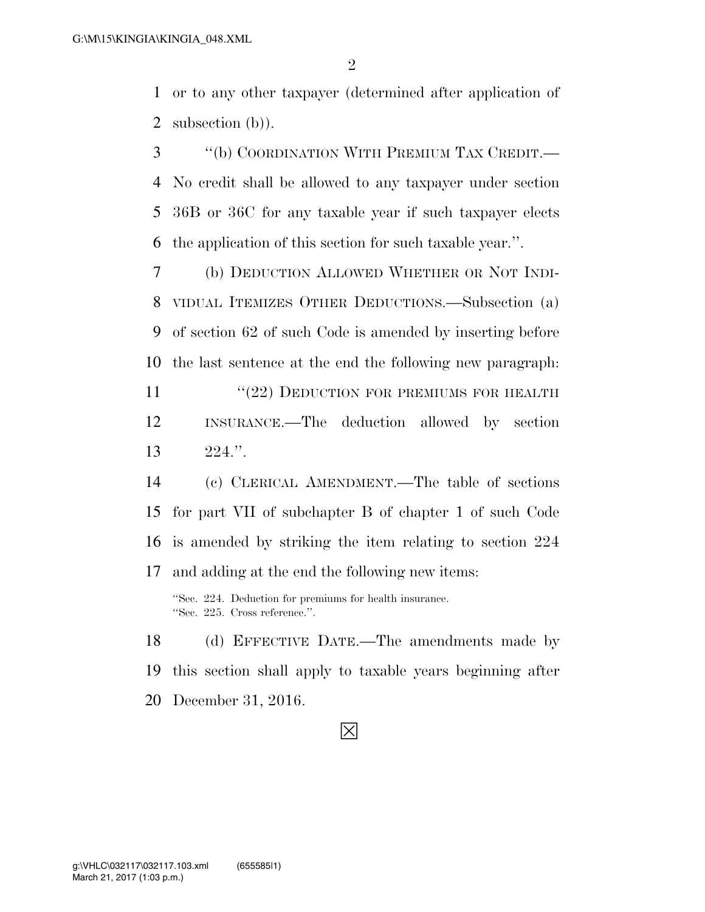or to any other taxpayer (determined after application of subsection (b)).

"(b) COORDINATION WITH PREMIUM TAX CREDIT.— No credit shall be allowed to any taxpayer under section 36B or 36C for any taxable year if such taxpayer elects the application of this section for such taxable year.".

(b) DEDUCTION ALLOWED WHETHER OR NOT INDIVIDUAL ITEMIZES OTHER DEDUCTIONS.—Subsection (a) of section 62 of such Code is amended by inserting before the last sentence at the end the following new paragraph:

"(22) DEDUCTION FOR PREMIUMS FOR HEALTH INSURANCE.—The deduction allowed by section 224.".

(c) CLERICAL AMENDMENT.—The table of sections for part VII of subchapter B of chapter 1 of such Code is amended by striking the item relating to section 224 and adding at the end the following new items:

"Sec. 224. Deduction for premiums for health insurance.
"Sec. 225. Cross reference.".

(d) EFFECTIVE DATE.—The amendments made by this section shall apply to taxable years beginning after December 31, 2016.